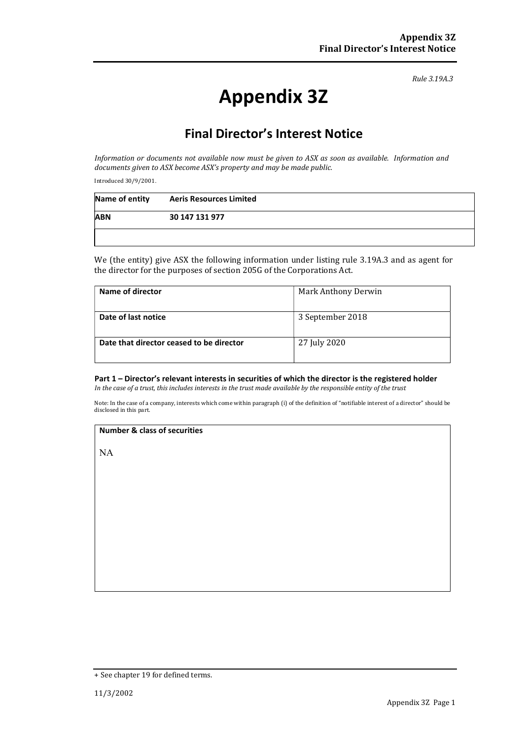*Rule 3.19A.3*

# Appendix 3Z

## Final Director's Interest Notice

*Information or documents not available now must be given to ASX as soon as available. Information and documents given to ASX become ASX's property and may be made public.*

Introduced 30/9/2001.

| **Name of entity** | **Aeris Resources Limited** |
|---|---|
| **ABN** | **30 147 131 977** |
| | |

We (the entity) give ASX the following information under listing rule 3.19A.3 and as agent for the director for the purposes of section 205G of the Corporations Act.

| **Name of director** | Mark Anthony Derwin |
|---|---|
| **Date of last notice** | 3 September 2018 |
| **Date that director ceased to be director** | 27 July 2020 |

**Part 1 – Director's relevant interests in securities of which the director is the registered holder**
*In the case of a trust, this includes interests in the trust made available by the responsible entity of the trust*

Note: In the case of a company, interests which come within paragraph (i) of the definition of "notifiable interest of a director" should be disclosed in this part.

| **Number & class of securities** |
|---|
| NA |

+ See chapter 19 for defined terms.

11/3/2002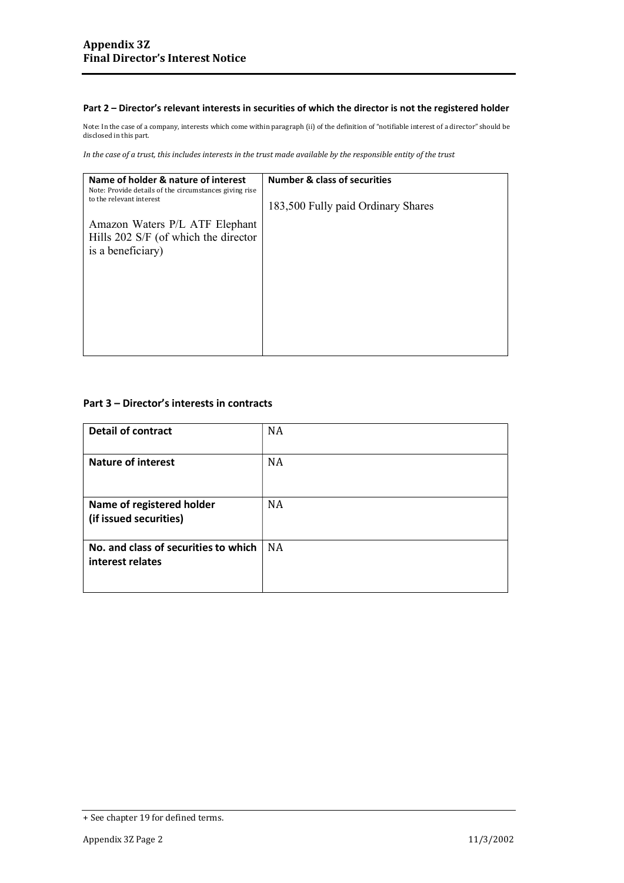## Part 2 – Director's relevant interests in securities of which the director is not the registered holder

Note: In the case of a company, interests which come within paragraph (ii) of the definition of "notifiable interest of a director" should be disclosed in this part.

*In the case of a trust, this includes interests in the trust made available by the responsible entity of the trust*

| **Name of holder & nature of interest**<br>Note: Provide details of the circumstances giving rise to the relevant interest | **Number & class of securities** |
| --- | --- |
| Amazon Waters P/L ATF Elephant Hills 202 S/F (of which the director is a beneficiary) | 183,500 Fully paid Ordinary Shares |

## Part 3 – Director's interests in contracts

| | |
| --- | --- |
| **Detail of contract** | NA |
| **Nature of interest** | NA |
| **Name of registered holder (if issued securities)** | NA |
| **No. and class of securities to which interest relates** | NA |

+ See chapter 19 for defined terms.